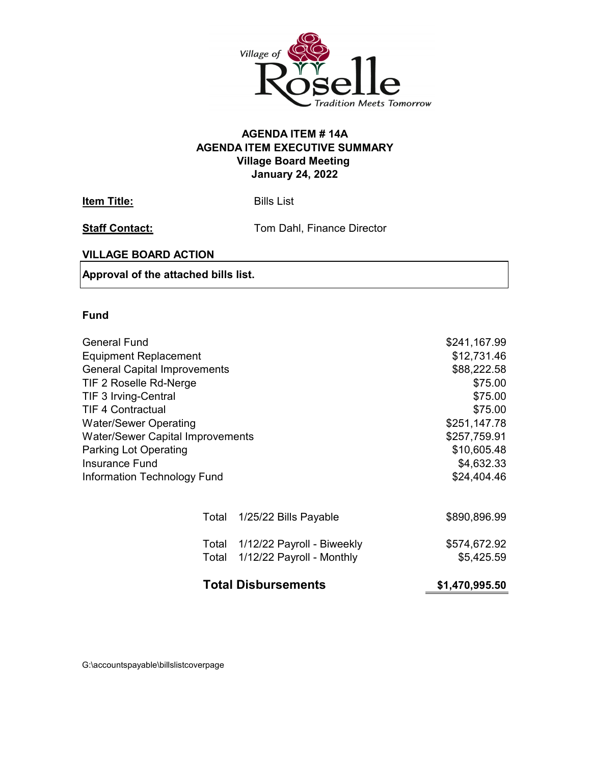Village of Roselle

Tradition Meets Tomorrow

**AGENDA ITEM # 14A**
**AGENDA ITEM EXECUTIVE SUMMARY**
**Village Board Meeting**
**January 24, 2022**

**Item Title:** Bills List

**Staff Contact:** Tom Dahl, Finance Director

**VILLAGE BOARD ACTION**

**Approval of the attached bills list.**

**Fund**

| Fund | | Amount |
|---|---|---|
| General Fund | | $241,167.99 |
| Equipment Replacement | | $12,731.46 |
| General Capital Improvements | | $88,222.58 |
| TIF 2 Roselle Rd-Nerge | | $75.00 |
| TIF 3 Irving-Central | | $75.00 |
| TIF 4 Contractual | | $75.00 |
| Water/Sewer Operating | | $251,147.78 |
| Water/Sewer Capital Improvements | | $257,759.91 |
| Parking Lot Operating | | $10,605.48 |
| Insurance Fund | | $4,632.33 |
| Information Technology Fund | | $24,404.46 |
| Total | 1/25/22 Bills Payable | $890,896.99 |
| Total | 1/12/22 Payroll - Biweekly | $574,672.92 |
| Total | 1/12/22 Payroll - Monthly | $5,425.59 |
| **Total Disbursements** | | **$1,470,995.50** |

G:\accountspayable\billslistcoverpage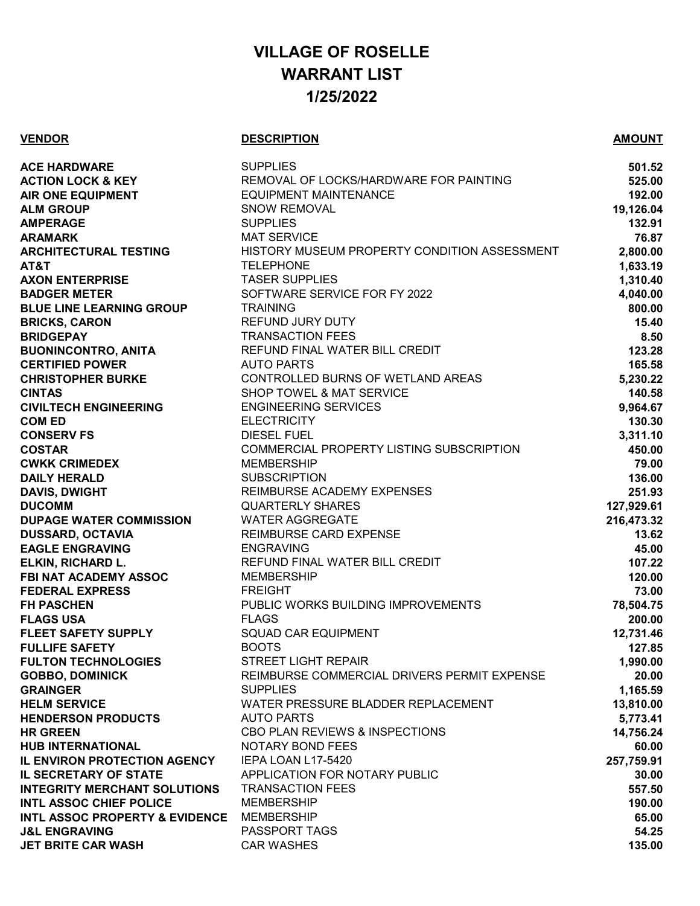# VILLAGE OF ROSELLE
# WARRANT LIST
# 1/25/2022

| VENDOR | DESCRIPTION | AMOUNT |
|---|---|---|
| **ACE HARDWARE** | SUPPLIES | **501.52** |
| **ACTION LOCK & KEY** | REMOVAL OF LOCKS/HARDWARE FOR PAINTING | **525.00** |
| **AIR ONE EQUIPMENT** | EQUIPMENT MAINTENANCE | **192.00** |
| **ALM GROUP** | SNOW REMOVAL | **19,126.04** |
| **AMPERAGE** | SUPPLIES | **132.91** |
| **ARAMARK** | MAT SERVICE | **76.87** |
| **ARCHITECTURAL TESTING** | HISTORY MUSEUM PROPERTY CONDITION ASSESSMENT | **2,800.00** |
| **AT&T** | TELEPHONE | **1,633.19** |
| **AXON ENTERPRISE** | TASER SUPPLIES | **1,310.40** |
| **BADGER METER** | SOFTWARE SERVICE FOR FY 2022 | **4,040.00** |
| **BLUE LINE LEARNING GROUP** | TRAINING | **800.00** |
| **BRICKS, CARON** | REFUND JURY DUTY | **15.40** |
| **BRIDGEPAY** | TRANSACTION FEES | **8.50** |
| **BUONINCONTRO, ANITA** | REFUND FINAL WATER BILL CREDIT | **123.28** |
| **CERTIFIED POWER** | AUTO PARTS | **165.58** |
| **CHRISTOPHER BURKE** | CONTROLLED BURNS OF WETLAND AREAS | **5,230.22** |
| **CINTAS** | SHOP TOWEL & MAT SERVICE | **140.58** |
| **CIVILTECH ENGINEERING** | ENGINEERING SERVICES | **9,964.67** |
| **COM ED** | ELECTRICITY | **130.30** |
| **CONSERV FS** | DIESEL FUEL | **3,311.10** |
| **COSTAR** | COMMERCIAL PROPERTY LISTING SUBSCRIPTION | **450.00** |
| **CWKK CRIMEDEX** | MEMBERSHIP | **79.00** |
| **DAILY HERALD** | SUBSCRIPTION | **136.00** |
| **DAVIS, DWIGHT** | REIMBURSE ACADEMY EXPENSES | **251.93** |
| **DUCOMM** | QUARTERLY SHARES | **127,929.61** |
| **DUPAGE WATER COMMISSION** | WATER AGGREGATE | **216,473.32** |
| **DUSSARD, OCTAVIA** | REIMBURSE CARD EXPENSE | **13.62** |
| **EAGLE ENGRAVING** | ENGRAVING | **45.00** |
| **ELKIN, RICHARD L.** | REFUND FINAL WATER BILL CREDIT | **107.22** |
| **FBI NAT ACADEMY ASSOC** | MEMBERSHIP | **120.00** |
| **FEDERAL EXPRESS** | FREIGHT | **73.00** |
| **FH PASCHEN** | PUBLIC WORKS BUILDING IMPROVEMENTS | **78,504.75** |
| **FLAGS USA** | FLAGS | **200.00** |
| **FLEET SAFETY SUPPLY** | SQUAD CAR EQUIPMENT | **12,731.46** |
| **FULLIFE SAFETY** | BOOTS | **127.85** |
| **FULTON TECHNOLOGIES** | STREET LIGHT REPAIR | **1,990.00** |
| **GOBBO, DOMINICK** | REIMBURSE COMMERCIAL DRIVERS PERMIT EXPENSE | **20.00** |
| **GRAINGER** | SUPPLIES | **1,165.59** |
| **HELM SERVICE** | WATER PRESSURE BLADDER REPLACEMENT | **13,810.00** |
| **HENDERSON PRODUCTS** | AUTO PARTS | **5,773.41** |
| **HR GREEN** | CBO PLAN REVIEWS & INSPECTIONS | **14,756.24** |
| **HUB INTERNATIONAL** | NOTARY BOND FEES | **60.00** |
| **IL ENVIRON PROTECTION AGENCY** | IEPA LOAN L17-5420 | **257,759.91** |
| **IL SECRETARY OF STATE** | APPLICATION FOR NOTARY PUBLIC | **30.00** |
| **INTEGRITY MERCHANT SOLUTIONS** | TRANSACTION FEES | **557.50** |
| **INTL ASSOC CHIEF POLICE** | MEMBERSHIP | **190.00** |
| **INTL ASSOC PROPERTY & EVIDENCE** | MEMBERSHIP | **65.00** |
| **J&L ENGRAVING** | PASSPORT TAGS | **54.25** |
| **JET BRITE CAR WASH** | CAR WASHES | **135.00** |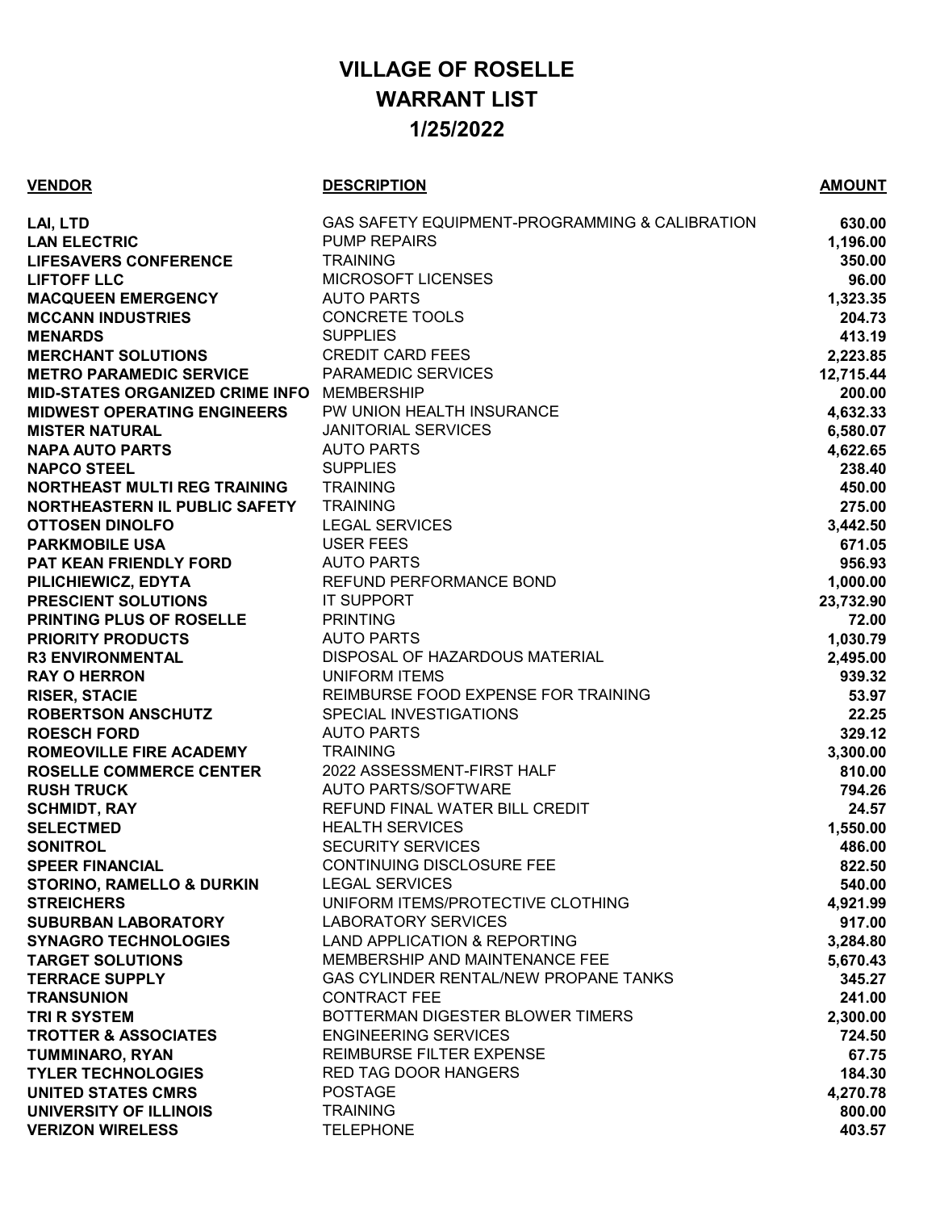# VILLAGE OF ROSELLE
# WARRANT LIST
# 1/25/2022

| VENDOR | DESCRIPTION | AMOUNT |
|---|---|---|
| LAI, LTD | GAS SAFETY EQUIPMENT-PROGRAMMING & CALIBRATION | 630.00 |
| LAN ELECTRIC | PUMP REPAIRS | 1,196.00 |
| LIFESAVERS CONFERENCE | TRAINING | 350.00 |
| LIFTOFF LLC | MICROSOFT LICENSES | 96.00 |
| MACQUEEN EMERGENCY | AUTO PARTS | 1,323.35 |
| MCCANN INDUSTRIES | CONCRETE TOOLS | 204.73 |
| MENARDS | SUPPLIES | 413.19 |
| MERCHANT SOLUTIONS | CREDIT CARD FEES | 2,223.85 |
| METRO PARAMEDIC SERVICE | PARAMEDIC SERVICES | 12,715.44 |
| MID-STATES ORGANIZED CRIME INFO | MEMBERSHIP | 200.00 |
| MIDWEST OPERATING ENGINEERS | PW UNION HEALTH INSURANCE | 4,632.33 |
| MISTER NATURAL | JANITORIAL SERVICES | 6,580.07 |
| NAPA AUTO PARTS | AUTO PARTS | 4,622.65 |
| NAPCO STEEL | SUPPLIES | 238.40 |
| NORTHEAST MULTI REG TRAINING | TRAINING | 450.00 |
| NORTHEASTERN IL PUBLIC SAFETY | TRAINING | 275.00 |
| OTTOSEN DINOLFO | LEGAL SERVICES | 3,442.50 |
| PARKMOBILE USA | USER FEES | 671.05 |
| PAT KEAN FRIENDLY FORD | AUTO PARTS | 956.93 |
| PILICHIEWICZ, EDYTA | REFUND PERFORMANCE BOND | 1,000.00 |
| PRESCIENT SOLUTIONS | IT SUPPORT | 23,732.90 |
| PRINTING PLUS OF ROSELLE | PRINTING | 72.00 |
| PRIORITY PRODUCTS | AUTO PARTS | 1,030.79 |
| R3 ENVIRONMENTAL | DISPOSAL OF HAZARDOUS MATERIAL | 2,495.00 |
| RAY O HERRON | UNIFORM ITEMS | 939.32 |
| RISER, STACIE | REIMBURSE FOOD EXPENSE FOR TRAINING | 53.97 |
| ROBERTSON ANSCHUTZ | SPECIAL INVESTIGATIONS | 22.25 |
| ROESCH FORD | AUTO PARTS | 329.12 |
| ROMEOVILLE FIRE ACADEMY | TRAINING | 3,300.00 |
| ROSELLE COMMERCE CENTER | 2022 ASSESSMENT-FIRST HALF | 810.00 |
| RUSH TRUCK | AUTO PARTS/SOFTWARE | 794.26 |
| SCHMIDT, RAY | REFUND FINAL WATER BILL CREDIT | 24.57 |
| SELECTMED | HEALTH SERVICES | 1,550.00 |
| SONITROL | SECURITY SERVICES | 486.00 |
| SPEER FINANCIAL | CONTINUING DISCLOSURE FEE | 822.50 |
| STORINO, RAMELLO & DURKIN | LEGAL SERVICES | 540.00 |
| STREICHERS | UNIFORM ITEMS/PROTECTIVE CLOTHING | 4,921.99 |
| SUBURBAN LABORATORY | LABORATORY SERVICES | 917.00 |
| SYNAGRO TECHNOLOGIES | LAND APPLICATION & REPORTING | 3,284.80 |
| TARGET SOLUTIONS | MEMBERSHIP AND MAINTENANCE FEE | 5,670.43 |
| TERRACE SUPPLY | GAS CYLINDER RENTAL/NEW PROPANE TANKS | 345.27 |
| TRANSUNION | CONTRACT FEE | 241.00 |
| TRI R SYSTEM | BOTTERMAN DIGESTER BLOWER TIMERS | 2,300.00 |
| TROTTER & ASSOCIATES | ENGINEERING SERVICES | 724.50 |
| TUMMINARO, RYAN | REIMBURSE FILTER EXPENSE | 67.75 |
| TYLER TECHNOLOGIES | RED TAG DOOR HANGERS | 184.30 |
| UNITED STATES CMRS | POSTAGE | 4,270.78 |
| UNIVERSITY OF ILLINOIS | TRAINING | 800.00 |
| VERIZON WIRELESS | TELEPHONE | 403.57 |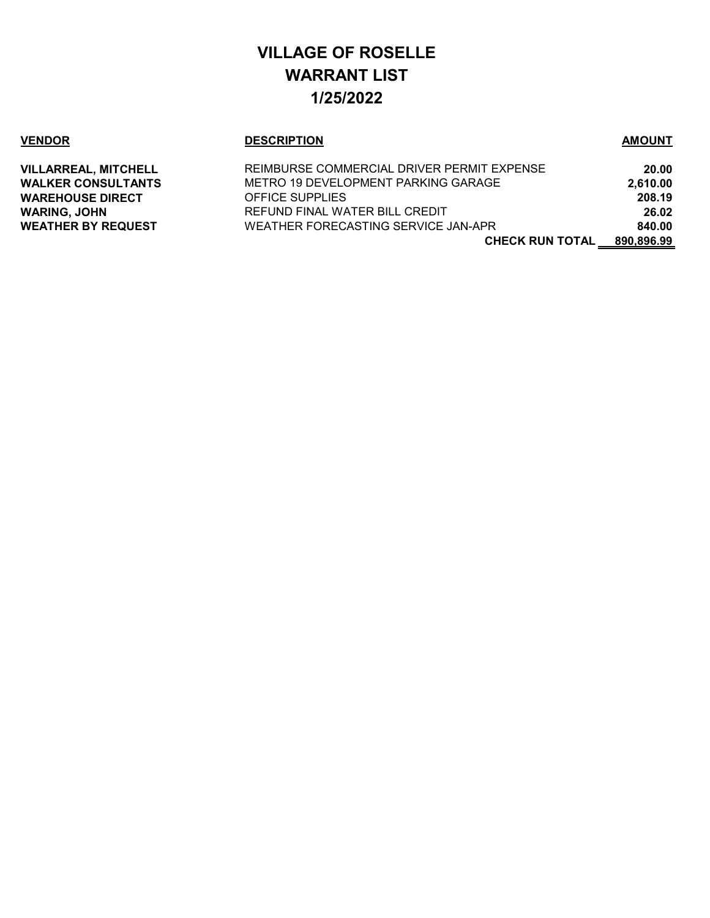# VILLAGE OF ROSELLE
# WARRANT LIST
# 1/25/2022

| VENDOR | DESCRIPTION | AMOUNT |
|---|---|---|
| **VILLARREAL, MITCHELL** | REIMBURSE COMMERCIAL DRIVER PERMIT EXPENSE | **20.00** |
| **WALKER CONSULTANTS** | METRO 19 DEVELOPMENT PARKING GARAGE | **2,610.00** |
| **WAREHOUSE DIRECT** | OFFICE SUPPLIES | **208.19** |
| **WARING, JOHN** | REFUND FINAL WATER BILL CREDIT | **26.02** |
| **WEATHER BY REQUEST** | WEATHER FORECASTING SERVICE JAN-APR | **840.00** |
| | **CHECK RUN TOTAL** | **890,896.99** |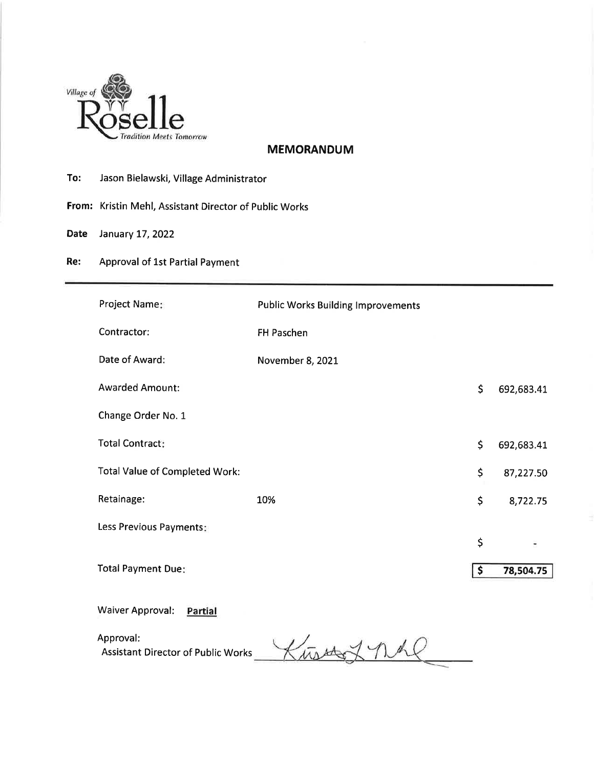Village of Roselle
Tradition Meets Tomorrow

## MEMORANDUM

**To:** Jason Bielawski, Village Administrator

**From:** Kristin Mehl, Assistant Director of Public Works

**Date** January 17, 2022

**Re:** Approval of 1st Partial Payment

---

| | | |
|---|---|---|
| Project Name: | Public Works Building Improvements | |
| Contractor: | FH Paschen | |
| Date of Award: | November 8, 2021 | |
| Awarded Amount: | | $ 692,683.41 |
| Change Order No. 1 | | |
| Total Contract: | | $ 692,683.41 |
| Total Value of Completed Work: | | $ 87,227.50 |
| Retainage: | 10% | $ 8,722.75 |
| Less Previous Payments: | | $ - |
| Total Payment Due: | | **$ 78,504.75** |

Waiver Approval: **Partial**

Approval:
Assistant Director of Public Works _______________